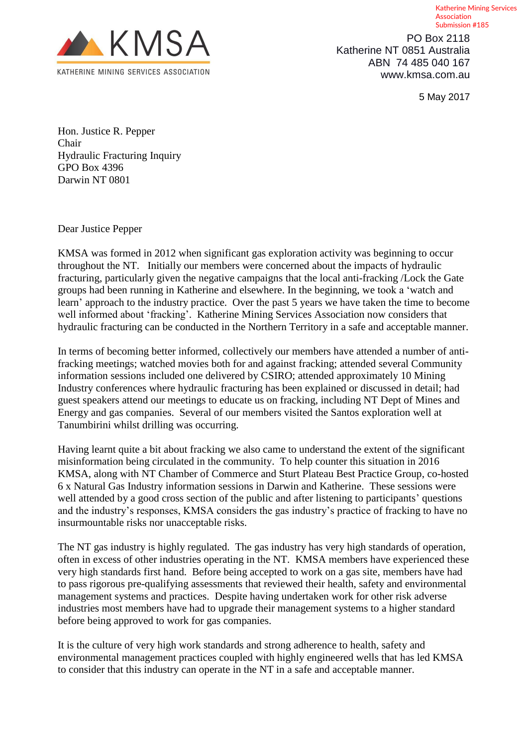Katherine Mining Services Association
Submission #185

KMSA
KATHERINE MINING SERVICES ASSOCIATION

PO Box 2118
Katherine NT 0851 Australia
ABN 74 485 040 167
www.kmsa.com.au

5 May 2017

Hon. Justice R. Pepper
Chair
Hydraulic Fracturing Inquiry
GPO Box 4396
Darwin NT 0801

Dear Justice Pepper

KMSA was formed in 2012 when significant gas exploration activity was beginning to occur throughout the NT. Initially our members were concerned about the impacts of hydraulic fracturing, particularly given the negative campaigns that the local anti-fracking /Lock the Gate groups had been running in Katherine and elsewhere. In the beginning, we took a 'watch and learn' approach to the industry practice. Over the past 5 years we have taken the time to become well informed about 'fracking'. Katherine Mining Services Association now considers that hydraulic fracturing can be conducted in the Northern Territory in a safe and acceptable manner.

In terms of becoming better informed, collectively our members have attended a number of anti-fracking meetings; watched movies both for and against fracking; attended several Community information sessions included one delivered by CSIRO; attended approximately 10 Mining Industry conferences where hydraulic fracturing has been explained or discussed in detail; had guest speakers attend our meetings to educate us on fracking, including NT Dept of Mines and Energy and gas companies. Several of our members visited the Santos exploration well at Tanumbirini whilst drilling was occurring.

Having learnt quite a bit about fracking we also came to understand the extent of the significant misinformation being circulated in the community. To help counter this situation in 2016 KMSA, along with NT Chamber of Commerce and Sturt Plateau Best Practice Group, co-hosted 6 x Natural Gas Industry information sessions in Darwin and Katherine. These sessions were well attended by a good cross section of the public and after listening to participants' questions and the industry's responses, KMSA considers the gas industry's practice of fracking to have no insurmountable risks nor unacceptable risks.

The NT gas industry is highly regulated. The gas industry has very high standards of operation, often in excess of other industries operating in the NT. KMSA members have experienced these very high standards first hand. Before being accepted to work on a gas site, members have had to pass rigorous pre-qualifying assessments that reviewed their health, safety and environmental management systems and practices. Despite having undertaken work for other risk adverse industries most members have had to upgrade their management systems to a higher standard before being approved to work for gas companies.

It is the culture of very high work standards and strong adherence to health, safety and environmental management practices coupled with highly engineered wells that has led KMSA to consider that this industry can operate in the NT in a safe and acceptable manner.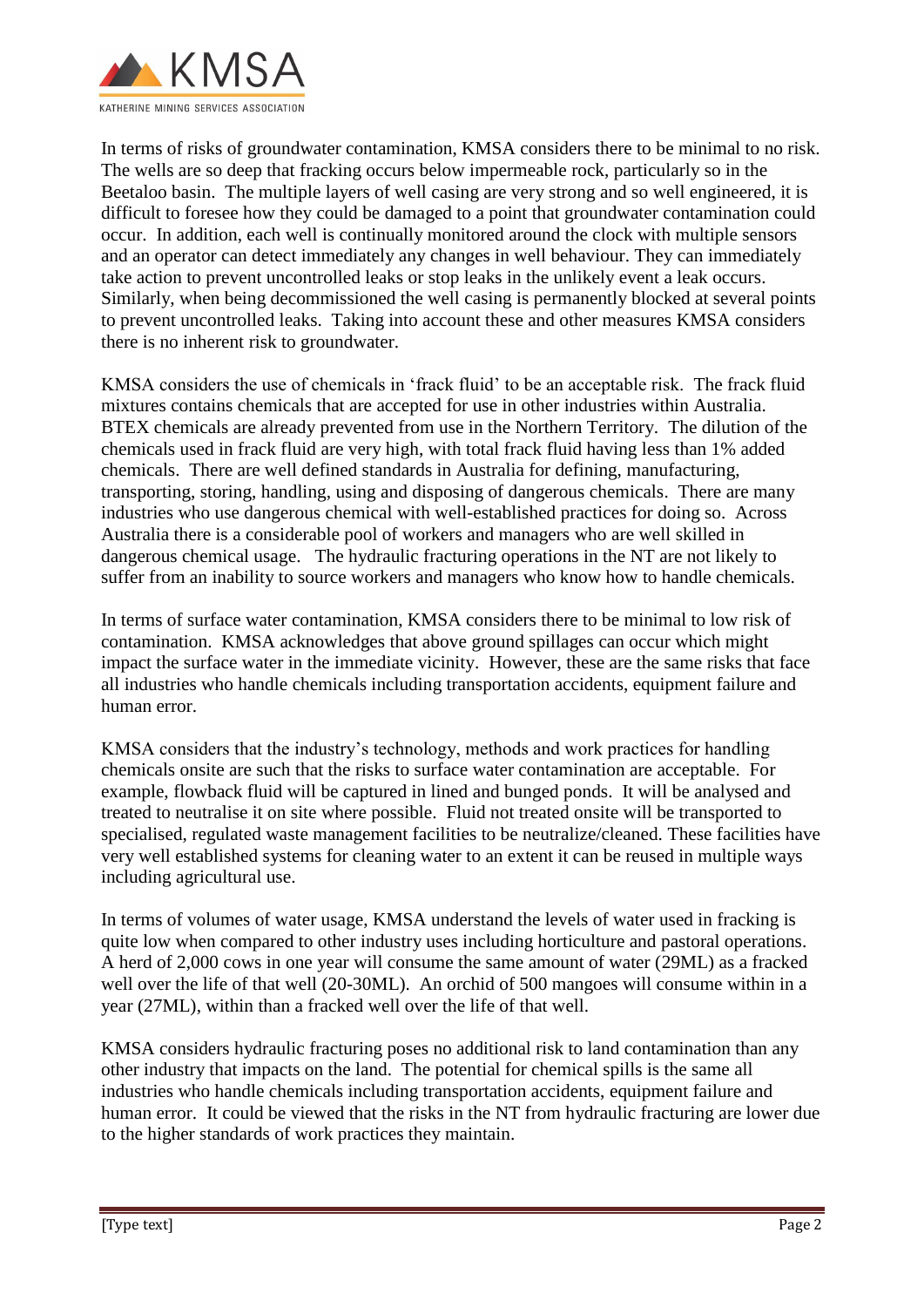In terms of risks of groundwater contamination, KMSA considers there to be minimal to no risk. The wells are so deep that fracking occurs below impermeable rock, particularly so in the Beetaloo basin. The multiple layers of well casing are very strong and so well engineered, it is difficult to foresee how they could be damaged to a point that groundwater contamination could occur. In addition, each well is continually monitored around the clock with multiple sensors and an operator can detect immediately any changes in well behaviour. They can immediately take action to prevent uncontrolled leaks or stop leaks in the unlikely event a leak occurs. Similarly, when being decommissioned the well casing is permanently blocked at several points to prevent uncontrolled leaks. Taking into account these and other measures KMSA considers there is no inherent risk to groundwater.

KMSA considers the use of chemicals in 'frack fluid' to be an acceptable risk. The frack fluid mixtures contains chemicals that are accepted for use in other industries within Australia. BTEX chemicals are already prevented from use in the Northern Territory. The dilution of the chemicals used in frack fluid are very high, with total frack fluid having less than 1% added chemicals. There are well defined standards in Australia for defining, manufacturing, transporting, storing, handling, using and disposing of dangerous chemicals. There are many industries who use dangerous chemical with well-established practices for doing so. Across Australia there is a considerable pool of workers and managers who are well skilled in dangerous chemical usage. The hydraulic fracturing operations in the NT are not likely to suffer from an inability to source workers and managers who know how to handle chemicals.

In terms of surface water contamination, KMSA considers there to be minimal to low risk of contamination. KMSA acknowledges that above ground spillages can occur which might impact the surface water in the immediate vicinity. However, these are the same risks that face all industries who handle chemicals including transportation accidents, equipment failure and human error.

KMSA considers that the industry's technology, methods and work practices for handling chemicals onsite are such that the risks to surface water contamination are acceptable. For example, flowback fluid will be captured in lined and bunged ponds. It will be analysed and treated to neutralise it on site where possible. Fluid not treated onsite will be transported to specialised, regulated waste management facilities to be neutralize/cleaned. These facilities have very well established systems for cleaning water to an extent it can be reused in multiple ways including agricultural use.

In terms of volumes of water usage, KMSA understand the levels of water used in fracking is quite low when compared to other industry uses including horticulture and pastoral operations. A herd of 2,000 cows in one year will consume the same amount of water (29ML) as a fracked well over the life of that well (20-30ML). An orchid of 500 mangoes will consume within in a year (27ML), within than a fracked well over the life of that well.

KMSA considers hydraulic fracturing poses no additional risk to land contamination than any other industry that impacts on the land. The potential for chemical spills is the same all industries who handle chemicals including transportation accidents, equipment failure and human error. It could be viewed that the risks in the NT from hydraulic fracturing are lower due to the higher standards of work practices they maintain.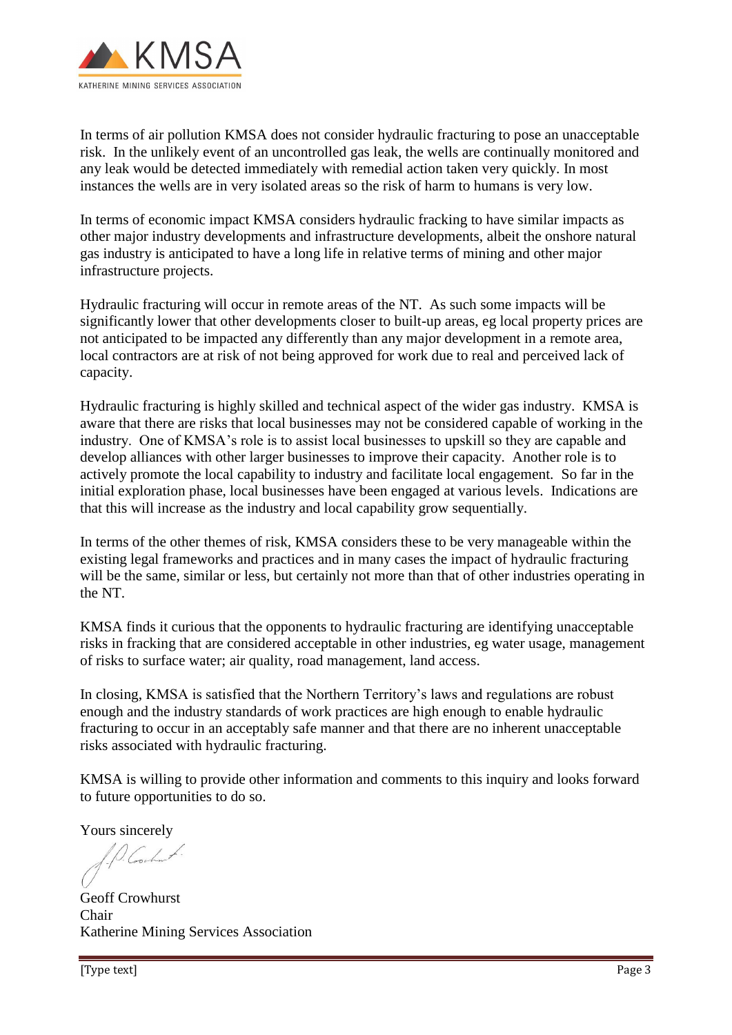In terms of air pollution KMSA does not consider hydraulic fracturing to pose an unacceptable risk. In the unlikely event of an uncontrolled gas leak, the wells are continually monitored and any leak would be detected immediately with remedial action taken very quickly. In most instances the wells are in very isolated areas so the risk of harm to humans is very low.

In terms of economic impact KMSA considers hydraulic fracking to have similar impacts as other major industry developments and infrastructure developments, albeit the onshore natural gas industry is anticipated to have a long life in relative terms of mining and other major infrastructure projects.

Hydraulic fracturing will occur in remote areas of the NT. As such some impacts will be significantly lower that other developments closer to built-up areas, eg local property prices are not anticipated to be impacted any differently than any major development in a remote area, local contractors are at risk of not being approved for work due to real and perceived lack of capacity.

Hydraulic fracturing is highly skilled and technical aspect of the wider gas industry. KMSA is aware that there are risks that local businesses may not be considered capable of working in the industry. One of KMSA's role is to assist local businesses to upskill so they are capable and develop alliances with other larger businesses to improve their capacity. Another role is to actively promote the local capability to industry and facilitate local engagement. So far in the initial exploration phase, local businesses have been engaged at various levels. Indications are that this will increase as the industry and local capability grow sequentially.

In terms of the other themes of risk, KMSA considers these to be very manageable within the existing legal frameworks and practices and in many cases the impact of hydraulic fracturing will be the same, similar or less, but certainly not more than that of other industries operating in the NT.

KMSA finds it curious that the opponents to hydraulic fracturing are identifying unacceptable risks in fracking that are considered acceptable in other industries, eg water usage, management of risks to surface water; air quality, road management, land access.

In closing, KMSA is satisfied that the Northern Territory's laws and regulations are robust enough and the industry standards of work practices are high enough to enable hydraulic fracturing to occur in an acceptably safe manner and that there are no inherent unacceptable risks associated with hydraulic fracturing.

KMSA is willing to provide other information and comments to this inquiry and looks forward to future opportunities to do so.

Yours sincerely

Geoff Crowhurst
Chair
Katherine Mining Services Association